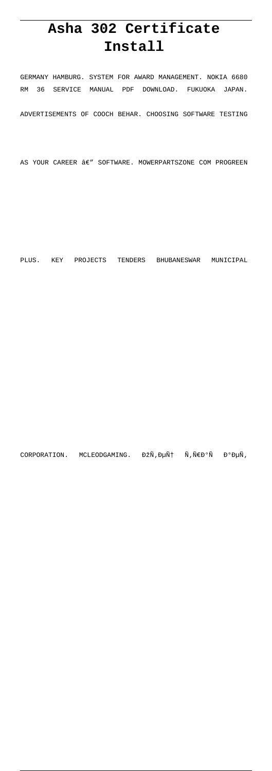# Asha 302 Certificate Install

GERMANY HAMBURG. SYSTEM FOR AWARD MANAGEMENT. NOKIA 6680 RM 36 SERVICE MANUAL PDF DOWNLOAD. FUKUOKA JAPAN. ADVERTISEMENTS OF COOCH BEHAR. CHOOSING SOFTWARE TESTING AS YOUR CAREER â€" SOFTWARE. MOWERPARTSZONE COM PROGREEN PLUS. KEY PROJECTS TENDERS BHUBANESWAR MUNICIPAL CORPORATION. MCLEODGAMING. ÐžÑ‚ÐµÑ† Ñ‚Ñ€Ð°Ñ Ð°ÐµÑ‚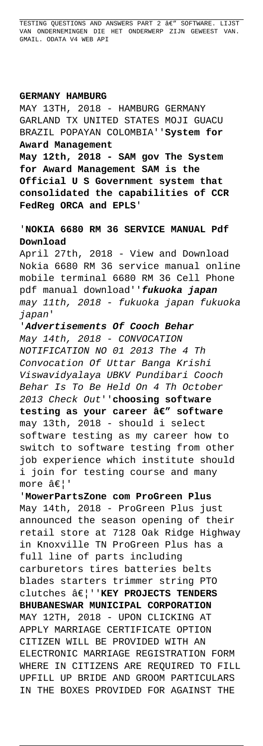TESTING QUESTIONS AND ANSWERS PART 2 â€" SOFTWARE. LIJST VAN ONDERNEMINGEN DIE HET ONDERWERP ZIJN GEWEEST VAN. GMAIL. ODATA V4 WEB API

**GERMANY HAMBURG**

MAY 13TH, 2018 - HAMBURG GERMANY GARLAND TX UNITED STATES MOJI GUACU BRAZIL POPAYAN COLOMBIA''**System for Award Management**

**May 12th, 2018 - SAM gov The System for Award Management SAM is the Official U S Government system that consolidated the capabilities of CCR FedReg ORCA and EPLS**'

'**NOKIA 6680 RM 36 SERVICE MANUAL Pdf Download**

April 27th, 2018 - View and Download Nokia 6680 RM 36 service manual online mobile terminal 6680 RM 36 Cell Phone pdf manual download''***fukuoka japan***
*may 11th, 2018 - fukuoka japan fukuoka japan*'

'***Advertisements Of Cooch Behar***
*May 14th, 2018 - CONVOCATION NOTIFICATION NO 01 2013 The 4 Th Convocation Of Uttar Banga Krishi Viswavidyalaya UBKV Pundibari Cooch Behar Is To Be Held On 4 Th October 2013 Check Out*''**choosing software testing as your career â€" software**
may 13th, 2018 - should i select software testing as my career how to switch to software testing from other job experience which institute should i join for testing course and many more â€¦'

'**MowerPartsZone com ProGreen Plus**
May 14th, 2018 - ProGreen Plus just announced the season opening of their retail store at 7128 Oak Ridge Highway in Knoxville TN ProGreen Plus has a full line of parts including carburetors tires batteries belts blades starters trimmer string PTO clutches â€¦''**KEY PROJECTS TENDERS BHUBANESWAR MUNICIPAL CORPORATION**
MAY 12TH, 2018 - UPON CLICKING AT APPLY MARRIAGE CERTIFICATE OPTION CITIZEN WILL BE PROVIDED WITH AN ELECTRONIC MARRIAGE REGISTRATION FORM WHERE IN CITIZENS ARE REQUIRED TO FILL UPFILL UP BRIDE AND GROOM PARTICULARS IN THE BOXES PROVIDED FOR AGAINST THE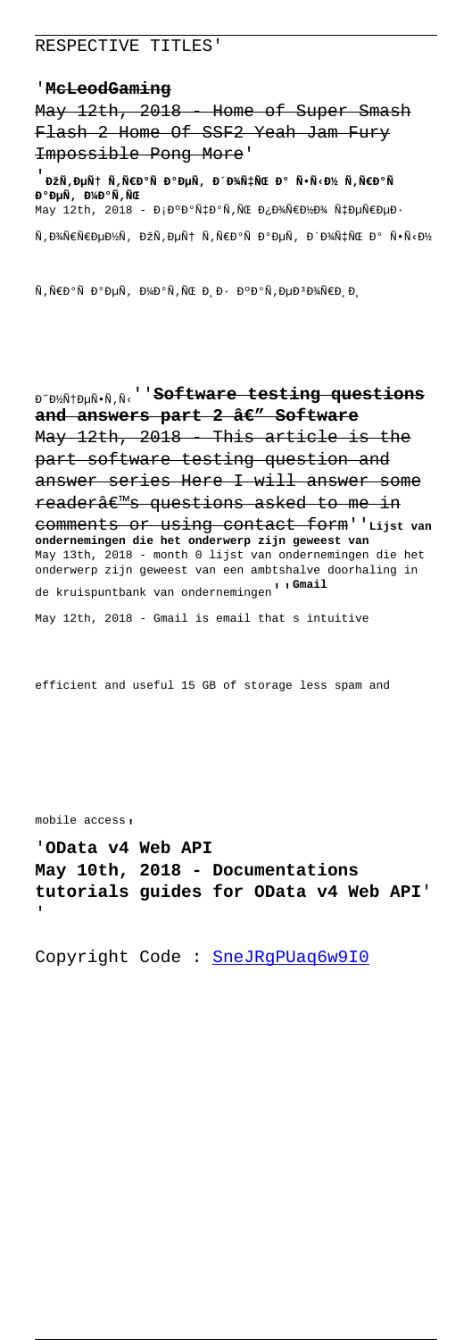RESPECTIVE TITLES'

'**McLeodGaming**

~~May 12th, 2018 - Home of Super Smash Flash 2 Home Of SSF2 Yeah Jam Fury Impossible Pong More~~'

'**ÐžÑ‚ÐµÑ† Ñ‚Ñ€Ð°Ñ… Ð°ÐµÑ‚ Ð´Ð¾Ñ‡ÑŒ Ð° Ñ•Ñ‹Ð½ Ñ‚Ñ€Ð°Ñ… Ð°ÐµÑ‚ Ð¼Ð°Ñ‚ÑŒ**

May 12th, 2018 - Ð¡Ð¼Ð¾Ñ‚Ñ€ÐµÑ‚ÑŒ Ð¿Ð¾Ñ€Ð½Ð¾ Ñ‡ÐµÑ€ÐµÐ· Ñ‚Ð¾Ñ€Ñ€ÐµÐ½Ñ‚ ÐžÑ‚ÐµÑ† Ñ‚Ñ€Ð°Ñ… Ð°ÐµÑ‚ Ð´Ð¾Ñ‡ÑŒ Ð° Ñ•Ñ‹Ð½ Ñ‚Ñ€Ð°Ñ… Ð°ÐµÑ‚ Ð¼Ð°Ñ‚ÑŒ Ð¸Ð· ÐºÐ°Ñ‚ÐµÐ³Ð¾Ñ€Ð¸ Ð˜Ð½Ñ†ÐµÑ•Ñ‚Ñ‹''**Software testing questions and answers part 2 â€" Software**

~~May 12th, 2018 - This article is the part software testing question and answer series Here I will answer some readerâ€™s questions asked to me in comments or using contact form~~''**Lijst van ondernemingen die het onderwerp zijn geweest van**

May 13th, 2018 - month 0 lijst van ondernemingen die het onderwerp zijn geweest van een ambtshalve doorhaling in de kruispuntbank van ondernemingen''**Gmail**

May 12th, 2018 - Gmail is email that s intuitive efficient and useful 15 GB of storage less spam and mobile access'

'**OData v4 Web API**

**May 10th, 2018 - Documentations tutorials guides for OData v4 Web API**'

'

Copyright Code : SneJRgPUaq6w9I0